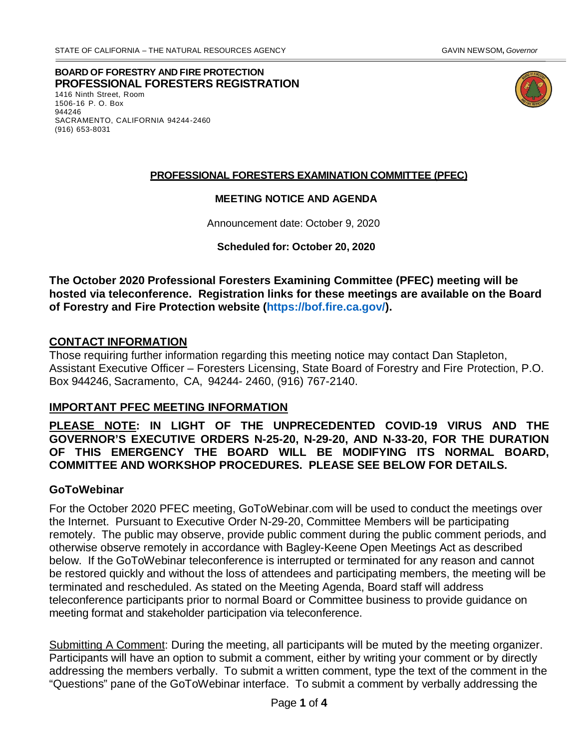STATE OF CALIFORNIA – THE NATURAL RESOURCES AGENCY GAVIN NEWSOM, *Governor*

**BOARD OF FORESTRY AND FIRE PROTECTION**
**PROFESSIONAL FORESTERS REGISTRATION**
1416 Ninth Street, Room
1506-16 P. O. Box
944246
SACRAMENTO, CALIFORNIA 94244-2460
(916) 653-8031

**PROFESSIONAL FORESTERS EXAMINATION COMMITTEE (PFEC)**

**MEETING NOTICE AND AGENDA**

Announcement date: October 9, 2020

**Scheduled for: October 20, 2020**

**The October 2020 Professional Foresters Examining Committee (PFEC) meeting will be hosted via teleconference. Registration links for these meetings are available on the Board of Forestry and Fire Protection website (https://bof.fire.ca.gov/).**

## CONTACT INFORMATION

Those requiring further information regarding this meeting notice may contact Dan Stapleton, Assistant Executive Officer – Foresters Licensing, State Board of Forestry and Fire Protection, P.O. Box 944246, Sacramento, CA, 94244- 2460, (916) 767-2140.

## IMPORTANT PFEC MEETING INFORMATION

**PLEASE NOTE: IN LIGHT OF THE UNPRECEDENTED COVID-19 VIRUS AND THE GOVERNOR'S EXECUTIVE ORDERS N-25-20, N-29-20, AND N-33-20, FOR THE DURATION OF THIS EMERGENCY THE BOARD WILL BE MODIFYING ITS NORMAL BOARD, COMMITTEE AND WORKSHOP PROCEDURES. PLEASE SEE BELOW FOR DETAILS.**

### GoToWebinar

For the October 2020 PFEC meeting, GoToWebinar.com will be used to conduct the meetings over the Internet. Pursuant to Executive Order N-29-20, Committee Members will be participating remotely. The public may observe, provide public comment during the public comment periods, and otherwise observe remotely in accordance with Bagley-Keene Open Meetings Act as described below. If the GoToWebinar teleconference is interrupted or terminated for any reason and cannot be restored quickly and without the loss of attendees and participating members, the meeting will be terminated and rescheduled. As stated on the Meeting Agenda, Board staff will address teleconference participants prior to normal Board or Committee business to provide guidance on meeting format and stakeholder participation via teleconference.

Submitting A Comment: During the meeting, all participants will be muted by the meeting organizer. Participants will have an option to submit a comment, either by writing your comment or by directly addressing the members verbally. To submit a written comment, type the text of the comment in the "Questions" pane of the GoToWebinar interface. To submit a comment by verbally addressing the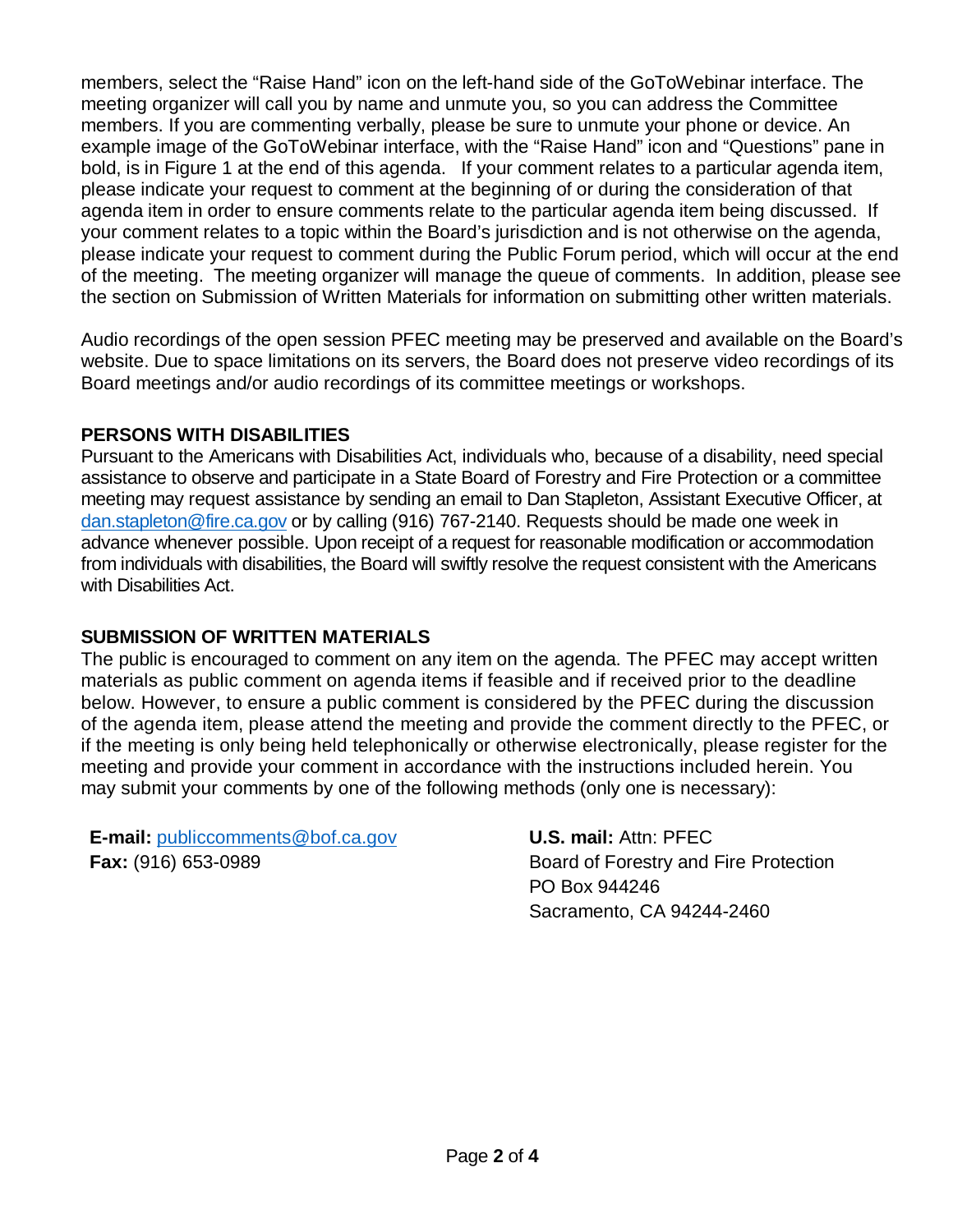members, select the "Raise Hand" icon on the left-hand side of the GoToWebinar interface. The meeting organizer will call you by name and unmute you, so you can address the Committee members. If you are commenting verbally, please be sure to unmute your phone or device. An example image of the GoToWebinar interface, with the "Raise Hand" icon and "Questions" pane in bold, is in Figure 1 at the end of this agenda. If your comment relates to a particular agenda item, please indicate your request to comment at the beginning of or during the consideration of that agenda item in order to ensure comments relate to the particular agenda item being discussed. If your comment relates to a topic within the Board's jurisdiction and is not otherwise on the agenda, please indicate your request to comment during the Public Forum period, which will occur at the end of the meeting. The meeting organizer will manage the queue of comments. In addition, please see the section on Submission of Written Materials for information on submitting other written materials.

Audio recordings of the open session PFEC meeting may be preserved and available on the Board's website. Due to space limitations on its servers, the Board does not preserve video recordings of its Board meetings and/or audio recordings of its committee meetings or workshops.

**PERSONS WITH DISABILITIES**

Pursuant to the Americans with Disabilities Act, individuals who, because of a disability, need special assistance to observe and participate in a State Board of Forestry and Fire Protection or a committee meeting may request assistance by sending an email to Dan Stapleton, Assistant Executive Officer, at dan.stapleton@fire.ca.gov or by calling (916) 767-2140. Requests should be made one week in advance whenever possible. Upon receipt of a request for reasonable modification or accommodation from individuals with disabilities, the Board will swiftly resolve the request consistent with the Americans with Disabilities Act.

**SUBMISSION OF WRITTEN MATERIALS**

The public is encouraged to comment on any item on the agenda. The PFEC may accept written materials as public comment on agenda items if feasible and if received prior to the deadline below. However, to ensure a public comment is considered by the PFEC during the discussion of the agenda item, please attend the meeting and provide the comment directly to the PFEC, or if the meeting is only being held telephonically or otherwise electronically, please register for the meeting and provide your comment in accordance with the instructions included herein. You may submit your comments by one of the following methods (only one is necessary):

**E-mail:** publiccomments@bof.ca.gov
**Fax:** (916) 653-0989

**U.S. mail:** Attn: PFEC
Board of Forestry and Fire Protection
PO Box 944246
Sacramento, CA 94244-2460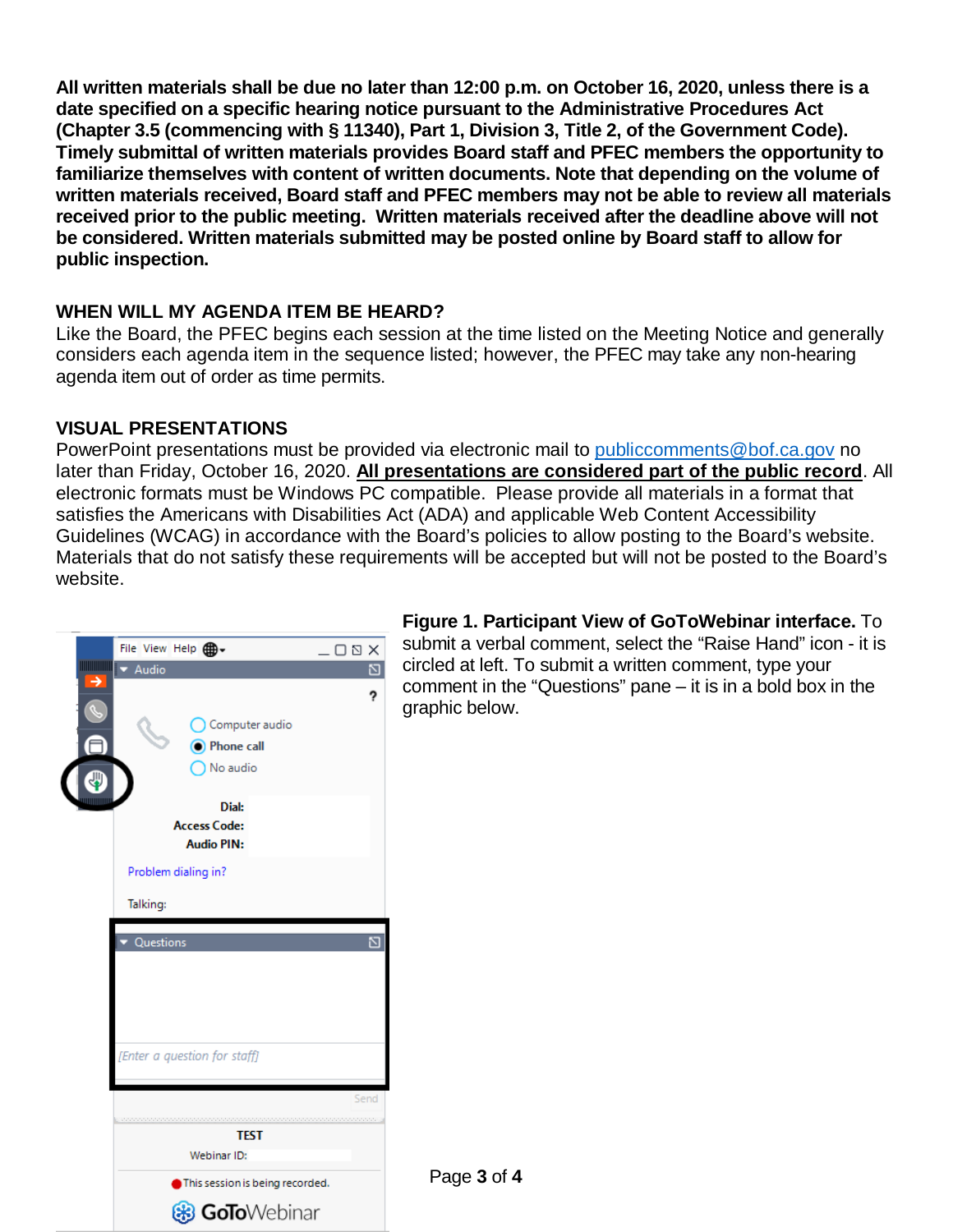**All written materials shall be due no later than 12:00 p.m. on October 16, 2020, unless there is a date specified on a specific hearing notice pursuant to the Administrative Procedures Act (Chapter 3.5 (commencing with § 11340), Part 1, Division 3, Title 2, of the Government Code). Timely submittal of written materials provides Board staff and PFEC members the opportunity to familiarize themselves with content of written documents. Note that depending on the volume of written materials received, Board staff and PFEC members may not be able to review all materials received prior to the public meeting. Written materials received after the deadline above will not be considered. Written materials submitted may be posted online by Board staff to allow for public inspection.**

## WHEN WILL MY AGENDA ITEM BE HEARD?

Like the Board, the PFEC begins each session at the time listed on the Meeting Notice and generally considers each agenda item in the sequence listed; however, the PFEC may take any non-hearing agenda item out of order as time permits.

## VISUAL PRESENTATIONS

PowerPoint presentations must be provided via electronic mail to publiccomments@bof.ca.gov no later than Friday, October 16, 2020. **All presentations are considered part of the public record**. All electronic formats must be Windows PC compatible. Please provide all materials in a format that satisfies the Americans with Disabilities Act (ADA) and applicable Web Content Accessibility Guidelines (WCAG) in accordance with the Board's policies to allow posting to the Board's website. Materials that do not satisfy these requirements will be accepted but will not be posted to the Board's website.

**Figure 1. Participant View of GoToWebinar interface.** To submit a verbal comment, select the "Raise Hand" icon - it is circled at left. To submit a written comment, type your comment in the "Questions" pane – it is in a bold box in the graphic below.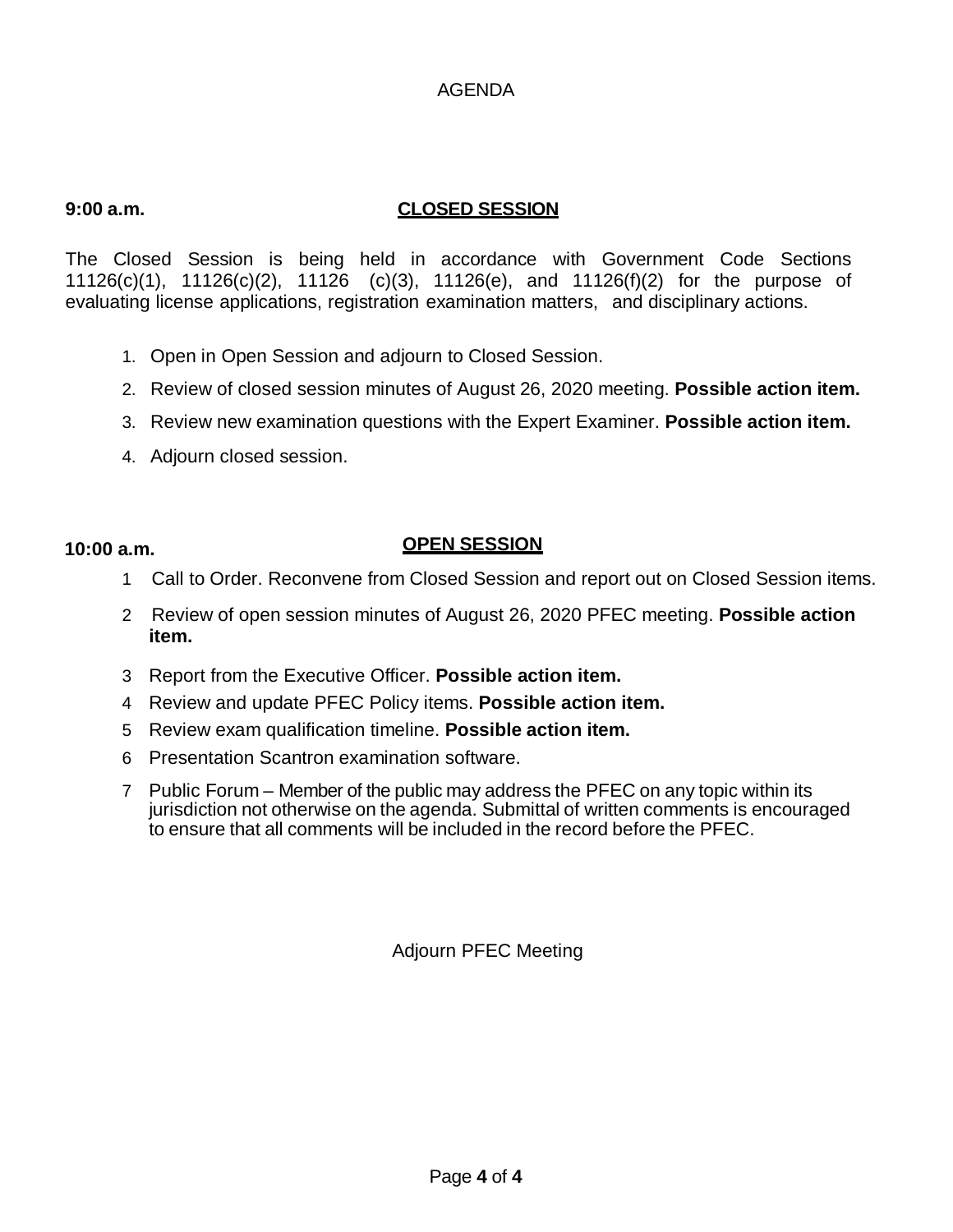# AGENDA

**9:00 a.m.** **CLOSED SESSION**

The Closed Session is being held in accordance with Government Code Sections 11126(c)(1), 11126(c)(2), 11126 (c)(3), 11126(e), and 11126(f)(2) for the purpose of evaluating license applications, registration examination matters, and disciplinary actions.

1. Open in Open Session and adjourn to Closed Session.
2. Review of closed session minutes of August 26, 2020 meeting. **Possible action item.**
3. Review new examination questions with the Expert Examiner. **Possible action item.**
4. Adjourn closed session.

**10:00 a.m.** **OPEN SESSION**

1. Call to Order. Reconvene from Closed Session and report out on Closed Session items.
2. Review of open session minutes of August 26, 2020 PFEC meeting. **Possible action item.**
3. Report from the Executive Officer. **Possible action item.**
4. Review and update PFEC Policy items. **Possible action item.**
5. Review exam qualification timeline. **Possible action item.**
6. Presentation Scantron examination software.
7. Public Forum – Member of the public may address the PFEC on any topic within its jurisdiction not otherwise on the agenda. Submittal of written comments is encouraged to ensure that all comments will be included in the record before the PFEC.

Adjourn PFEC Meeting